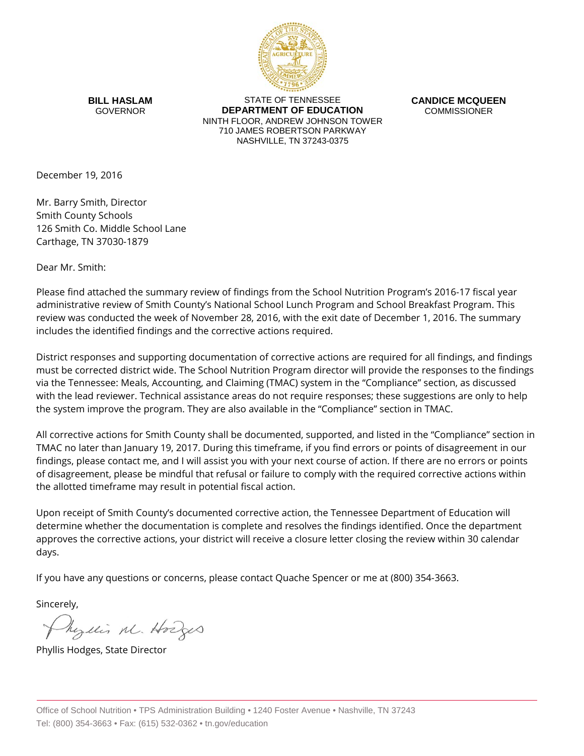**BILL HASLAM**
GOVERNOR

STATE OF TENNESSEE
**DEPARTMENT OF EDUCATION**
NINTH FLOOR, ANDREW JOHNSON TOWER
710 JAMES ROBERTSON PARKWAY
NASHVILLE, TN 37243-0375

**CANDICE MCQUEEN**
COMMISSIONER

December 19, 2016

Mr. Barry Smith, Director
Smith County Schools
126 Smith Co. Middle School Lane
Carthage, TN 37030-1879

Dear Mr. Smith:

Please find attached the summary review of findings from the School Nutrition Program's 2016-17 fiscal year administrative review of Smith County's National School Lunch Program and School Breakfast Program. This review was conducted the week of November 28, 2016, with the exit date of December 1, 2016. The summary includes the identified findings and the corrective actions required.

District responses and supporting documentation of corrective actions are required for all findings, and findings must be corrected district wide. The School Nutrition Program director will provide the responses to the findings via the Tennessee: Meals, Accounting, and Claiming (TMAC) system in the "Compliance" section, as discussed with the lead reviewer. Technical assistance areas do not require responses; these suggestions are only to help the system improve the program. They are also available in the "Compliance" section in TMAC.

All corrective actions for Smith County shall be documented, supported, and listed in the "Compliance" section in TMAC no later than January 19, 2017. During this timeframe, if you find errors or points of disagreement in our findings, please contact me, and I will assist you with your next course of action. If there are no errors or points of disagreement, please be mindful that refusal or failure to comply with the required corrective actions within the allotted timeframe may result in potential fiscal action.

Upon receipt of Smith County's documented corrective action, the Tennessee Department of Education will determine whether the documentation is complete and resolves the findings identified. Once the department approves the corrective actions, your district will receive a closure letter closing the review within 30 calendar days.

If you have any questions or concerns, please contact Quache Spencer or me at (800) 354-3663.

Sincerely,

Phyllis M. Hodges

Phyllis Hodges, State Director

Office of School Nutrition • TPS Administration Building • 1240 Foster Avenue • Nashville, TN 37243
Tel: (800) 354-3663 • Fax: (615) 532-0362 • tn.gov/education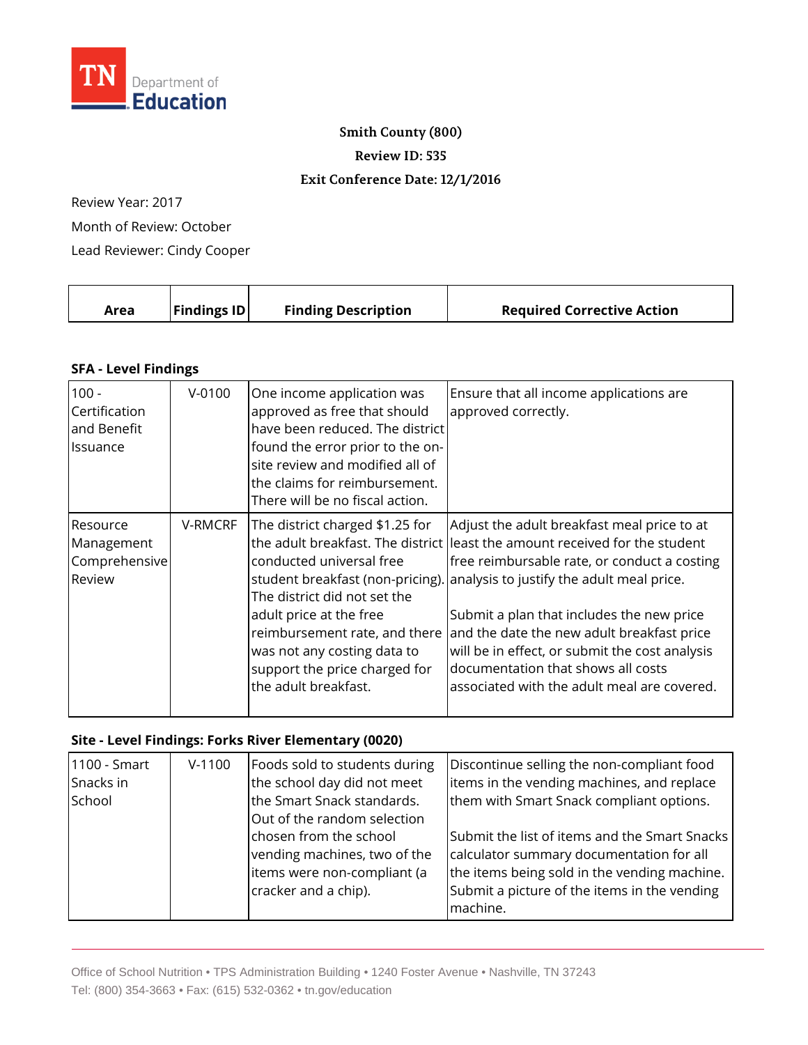**TN Department of Education**

**Smith County (800)**

**Review ID: 535**

**Exit Conference Date: 12/1/2016**

Review Year: 2017

Month of Review: October

Lead Reviewer: Cindy Cooper

| Area | Findings ID | Finding Description | Required Corrective Action |
|---|---|---|---|

### SFA - Level Findings

| Area | Findings ID | Finding Description | Required Corrective Action |
|---|---|---|---|
| 100 - Certification and Benefit Issuance | V-0100 | One income application was approved as free that should have been reduced. The district found the error prior to the on-site review and modified all of the claims for reimbursement. There will be no fiscal action. | Ensure that all income applications are approved correctly. |
| Resource Management Comprehensive Review | V-RMCRF | The district charged $1.25 for the adult breakfast. The district conducted universal free student breakfast (non-pricing). The district did not set the adult price at the free reimbursement rate, and there was not any costing data to support the price charged for the adult breakfast. | Adjust the adult breakfast meal price to at least the amount received for the student free reimbursable rate, or conduct a costing analysis to justify the adult meal price.<br><br>Submit a plan that includes the new price and the date the new adult breakfast price will be in effect, or submit the cost analysis documentation that shows all costs associated with the adult meal are covered. |

### Site - Level Findings: Forks River Elementary (0020)

| Area | Findings ID | Finding Description | Required Corrective Action |
|---|---|---|---|
| 1100 - Smart Snacks in School | V-1100 | Foods sold to students during the school day did not meet the Smart Snack standards. Out of the random selection chosen from the school vending machines, two of the items were non-compliant (a cracker and a chip). | Discontinue selling the non-compliant food items in the vending machines, and replace them with Smart Snack compliant options.<br><br>Submit the list of items and the Smart Snacks calculator summary documentation for all the items being sold in the vending machine. Submit a picture of the items in the vending machine. |

Office of School Nutrition • TPS Administration Building • 1240 Foster Avenue • Nashville, TN 37243
Tel: (800) 354-3663 • Fax: (615) 532-0362 • tn.gov/education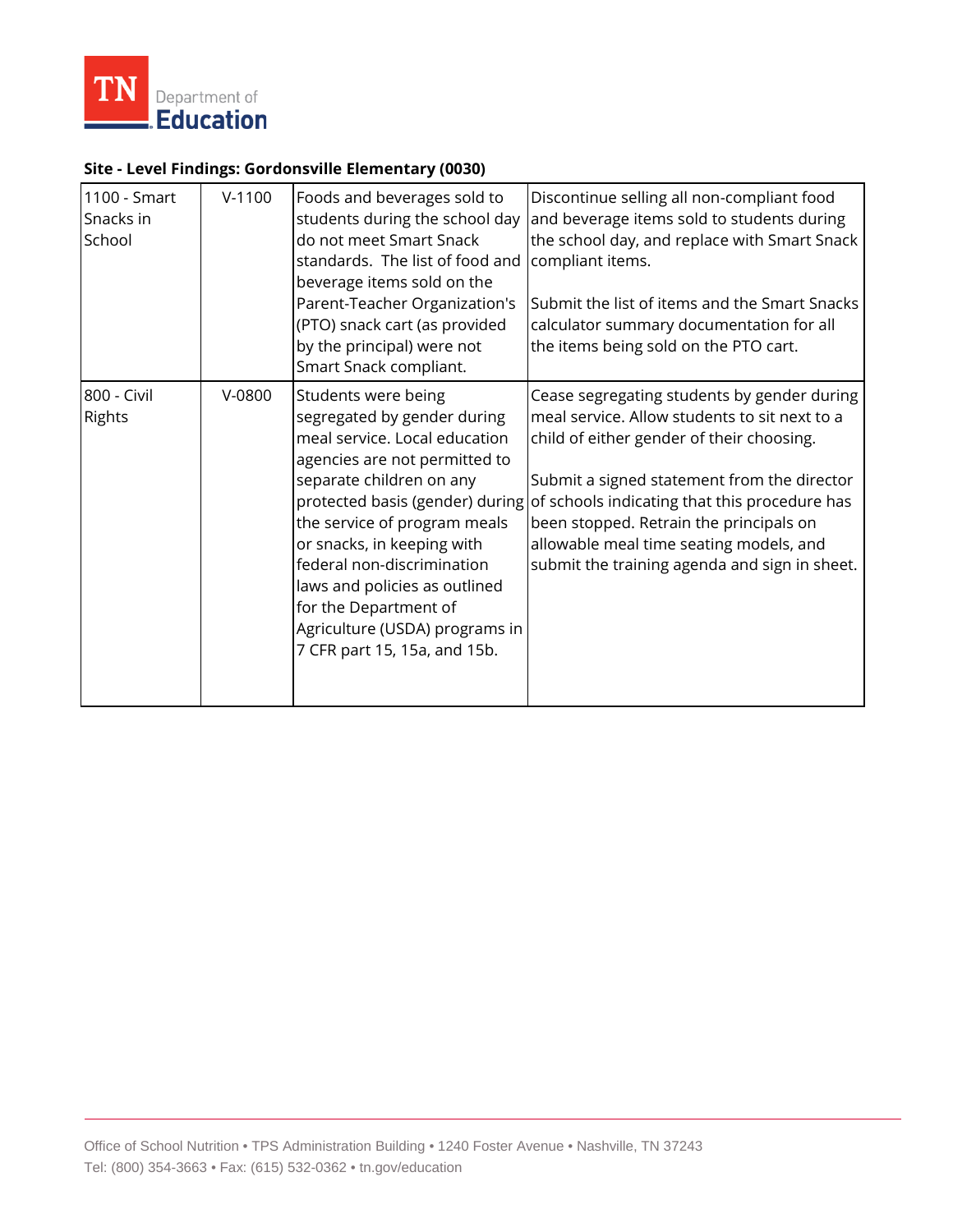**Site - Level Findings: Gordonsville Elementary (0030)**

| | | | |
|---|---|---|---|
| 1100 - Smart Snacks in School | V-1100 | Foods and beverages sold to students during the school day do not meet Smart Snack standards. The list of food and beverage items sold on the Parent-Teacher Organization's (PTO) snack cart (as provided by the principal) were not Smart Snack compliant. | Discontinue selling all non-compliant food and beverage items sold to students during the school day, and replace with Smart Snack compliant items.<br><br>Submit the list of items and the Smart Snacks calculator summary documentation for all the items being sold on the PTO cart. |
| 800 - Civil Rights | V-0800 | Students were being segregated by gender during meal service. Local education agencies are not permitted to separate children on any protected basis (gender) during the service of program meals or snacks, in keeping with federal non-discrimination laws and policies as outlined for the Department of Agriculture (USDA) programs in 7 CFR part 15, 15a, and 15b. | Cease segregating students by gender during meal service. Allow students to sit next to a child of either gender of their choosing.<br><br>Submit a signed statement from the director of schools indicating that this procedure has been stopped. Retrain the principals on allowable meal time seating models, and submit the training agenda and sign in sheet. |